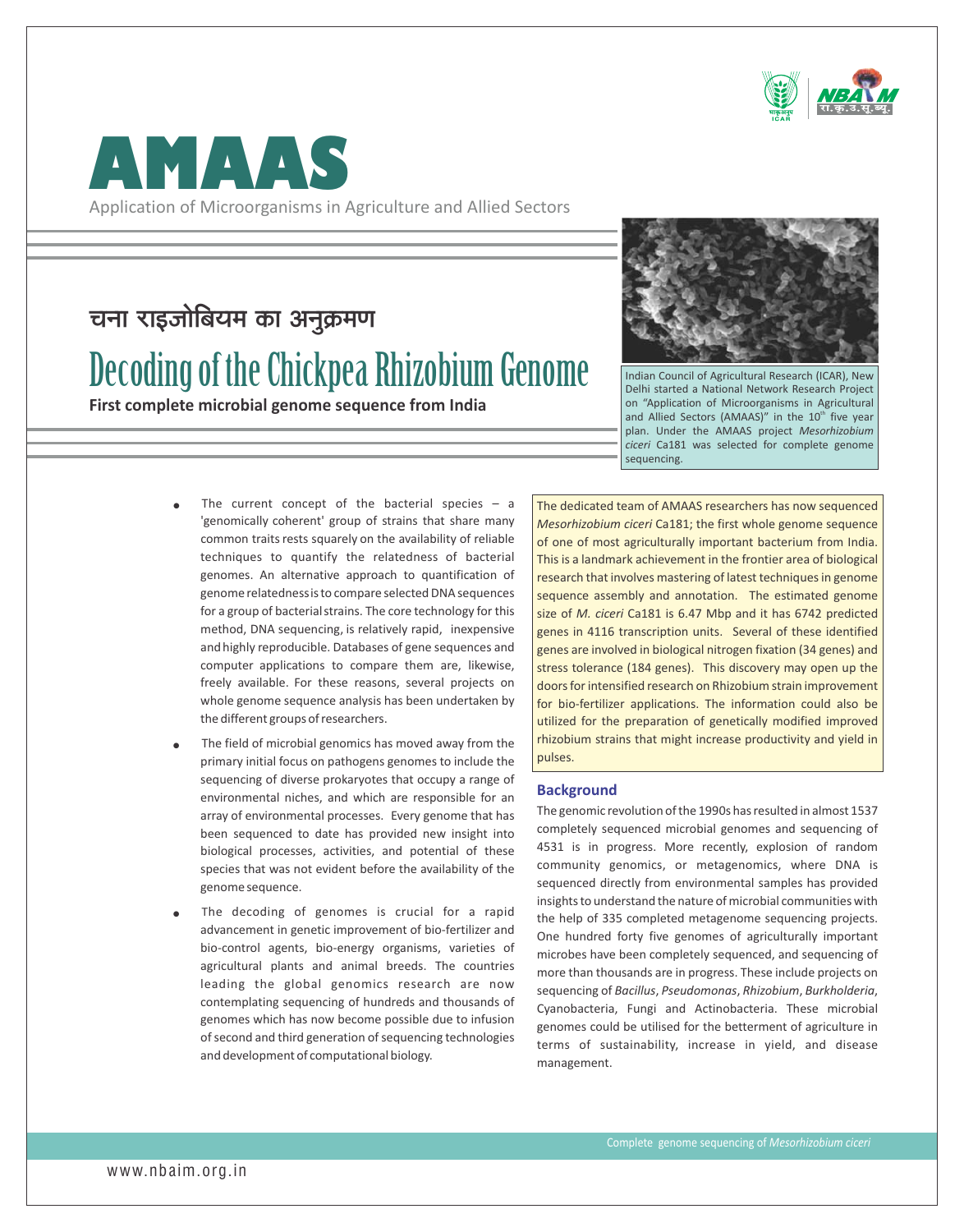# AMAAS

Application of Microorganisms in Agriculture and Allied Sectors

## चना राइज़ोबियम का अनुक्रमण

# Decoding of the Chickpea Rhizobium Genome

**First complete microbial genome sequence from India**

Indian Council of Agricultural Research (ICAR), New Delhi started a National Network Research Project on "Application of Microorganisms in Agricultural and Allied Sectors (AMAAS)" in the 10th five year plan. Under the AMAAS project *Mesorhizobium ciceri* Ca181 was selected for complete genome sequencing.

- The current concept of the bacterial species – a 'genomically coherent' group of strains that share many common traits rests squarely on the availability of reliable techniques to quantify the relatedness of bacterial genomes. An alternative approach to quantification of genome relatedness is to compare selected DNA sequences for a group of bacterial strains. The core technology for this method, DNA sequencing, is relatively rapid, inexpensive and highly reproducible. Databases of gene sequences and computer applications to compare them are, likewise, freely available. For these reasons, several projects on whole genome sequence analysis has been undertaken by the different groups of researchers.
- The field of microbial genomics has moved away from the primary initial focus on pathogens genomes to include the sequencing of diverse prokaryotes that occupy a range of environmental niches, and which are responsible for an array of environmental processes. Every genome that has been sequenced to date has provided new insight into biological processes, activities, and potential of these species that was not evident before the availability of the genome sequence.
- The decoding of genomes is crucial for a rapid advancement in genetic improvement of bio-fertilizer and bio-control agents, bio-energy organisms, varieties of agricultural plants and animal breeds. The countries leading the global genomics research are now contemplating sequencing of hundreds and thousands of genomes which has now become possible due to infusion of second and third generation of sequencing technologies and development of computational biology.

The dedicated team of AMAAS researchers has now sequenced *Mesorhizobium ciceri* Ca181; the first whole genome sequence of one of most agriculturally important bacterium from India. This is a landmark achievement in the frontier area of biological research that involves mastering of latest techniques in genome sequence assembly and annotation. The estimated genome size of *M. ciceri* Ca181 is 6.47 Mbp and it has 6742 predicted genes in 4116 transcription units. Several of these identified genes are involved in biological nitrogen fixation (34 genes) and stress tolerance (184 genes). This discovery may open up the doors for intensified research on Rhizobium strain improvement for bio-fertilizer applications. The information could also be utilized for the preparation of genetically modified improved rhizobium strains that might increase productivity and yield in pulses.

### Background

The genomic revolution of the 1990s has resulted in almost 1537 completely sequenced microbial genomes and sequencing of 4531 is in progress. More recently, explosion of random community genomics, or metagenomics, where DNA is sequenced directly from environmental samples has provided insights to understand the nature of microbial communities with the help of 335 completed metagenome sequencing projects. One hundred forty five genomes of agriculturally important microbes have been completely sequenced, and sequencing of more than thousands are in progress. These include projects on sequencing of *Bacillus*, *Pseudomonas*, *Rhizobium*, *Burkholderia*, Cyanobacteria, Fungi and Actinobacteria. These microbial genomes could be utilised for the betterment of agriculture in terms of sustainability, increase in yield, and disease management.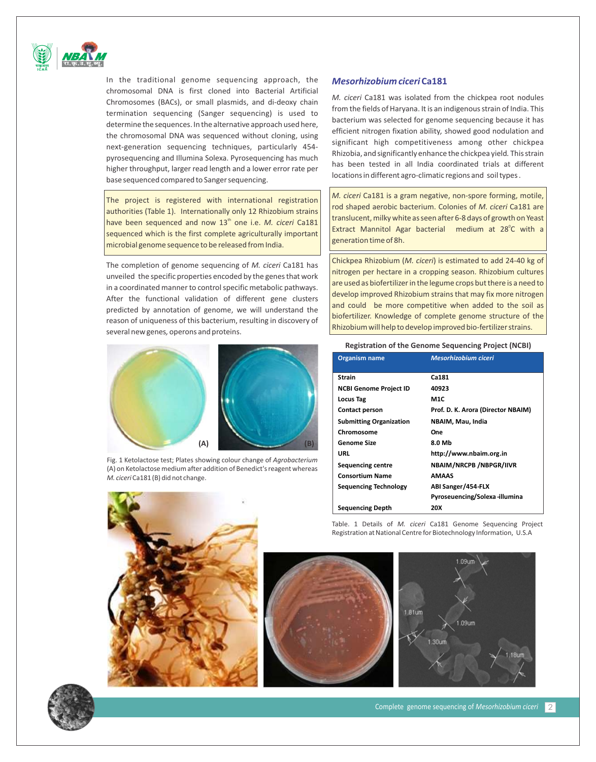In the traditional genome sequencing approach, the chromosomal DNA is first cloned into Bacterial Artificial Chromosomes (BACs), or small plasmids, and di-deoxy chain termination sequencing (Sanger sequencing) is used to determine the sequences. In the alternative approach used here, the chromosomal DNA was sequenced without cloning, using next-generation sequencing techniques, particularly 454-pyrosequencing and Illumina Solexa. Pyrosequencing has much higher throughput, larger read length and a lower error rate per base sequenced compared to Sanger sequencing.

The project is registered with international registration authorities (Table 1). Internationally only 12 Rhizobium strains have been sequenced and now 13[th] one i.e. *M. ciceri* Ca181 sequenced which is the first complete agriculturally important microbial genome sequence to be released from India.

The completion of genome sequencing of *M. ciceri* Ca181 has unveiled the specific properties encoded by the genes that work in a coordinated manner to control specific metabolic pathways. After the functional validation of different gene clusters predicted by annotation of genome, we will understand the reason of uniqueness of this bacterium, resulting in discovery of several new genes, operons and proteins.

Fig. 1 Ketolactose test; Plates showing colour change of *Agrobacterium* (A) on Ketolactose medium after addition of Benedict's reagent whereas *M. ciceri* Ca181 (B) did not change.

## *Mesorhizobium ciceri* Ca181

*M. ciceri* Ca181 was isolated from the chickpea root nodules from the fields of Haryana. It is an indigenous strain of India. This bacterium was selected for genome sequencing because it has efficient nitrogen fixation ability, showed good nodulation and significant high competitiveness among other chickpea Rhizobia, and significantly enhance the chickpea yield. This strain has been tested in all India coordinated trials at different locations in different agro-climatic regions and soil types.

*M. ciceri* Ca181 is a gram negative, non-spore forming, motile, rod shaped aerobic bacterium. Colonies of *M. ciceri* Ca181 are translucent, milky white as seen after 6-8 days of growth on Yeast Extract Mannitol Agar bacterial medium at 28°C with a generation time of 8h.

Chickpea Rhizobium (*M. ciceri*) is estimated to add 24-40 kg of nitrogen per hectare in a cropping season. Rhizobium cultures are used as biofertilizer in the legume crops but there is a need to develop improved Rhizobium strains that may fix more nitrogen and could be more competitive when added to the soil as biofertilizer. Knowledge of complete genome structure of the Rhizobium will help to develop improved bio-fertilizer strains.

**Registration of the Genome Sequencing Project (NCBI)**

| Organism name | *Mesorhizobium ciceri* |
|---|---|
| Strain | Ca181 |
| NCBI Genome Project ID | 40923 |
| Locus Tag | M1C |
| Contact person | Prof. D. K. Arora (Director NBAIM) |
| Submitting Organization | NBAIM, Mau, India |
| Chromosome | One |
| Genome Size | 8.0 Mb |
| URL | http://www.nbaim.org.in |
| Sequencing centre | NBAIM/NRCPB /NBPGR/IIVR |
| Consortium Name | AMAAS |
| Sequencing Technology | ABI Sanger/454-FLX Pyroseuencing/Solexa-illumina |
| Sequencing Depth | 20X |

Table. 1 Details of *M. ciceri* Ca181 Genome Sequencing Project Registration at National Centre for Biotechnology Information, U.S.A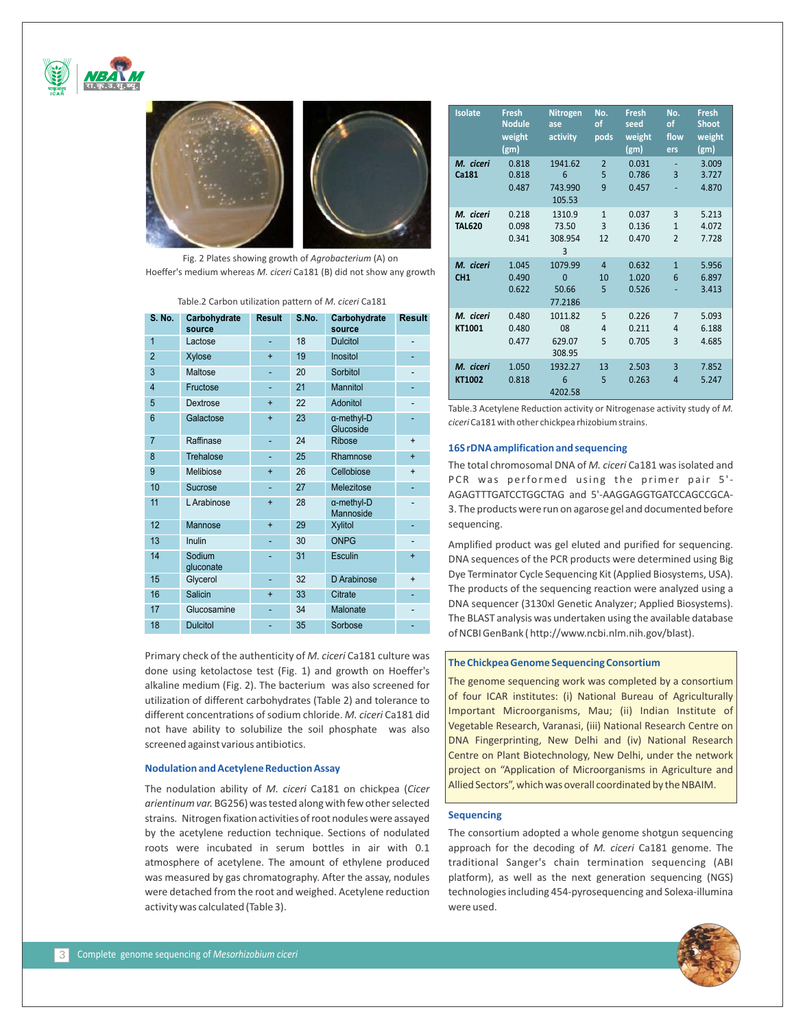Fig. 2 Plates showing growth of *Agrobacterium* (A) on Hoeffer's medium whereas *M. ciceri* Ca181 (B) did not show any growth

Table.2 Carbon utilization pattern of *M. ciceri* Ca181

| S. No. | Carbohydrate source | Result | S.No. | Carbohydrate source | Result |
|---|---|---|---|---|---|
| 1 | Lactose | - | 18 | Dulcitol | - |
| 2 | Xylose | + | 19 | Inositol | - |
| 3 | Maltose | - | 20 | Sorbitol | - |
| 4 | Fructose | - | 21 | Mannitol | - |
| 5 | Dextrose | + | 22 | Adonitol | - |
| 6 | Galactose | + | 23 | α-methyl-D Glucoside | - |
| 7 | Raffinase | - | 24 | Ribose | + |
| 8 | Trehalose | - | 25 | Rhamnose | + |
| 9 | Melibiose | + | 26 | Cellobiose | + |
| 10 | Sucrose | - | 27 | Melezitose | - |
| 11 | L Arabinose | + | 28 | α-methyl-D Mannoside | - |
| 12 | Mannose | + | 29 | Xylitol | - |
| 13 | Inulin | - | 30 | ONPG | - |
| 14 | Sodium gluconate | - | 31 | Esculin | + |
| 15 | Glycerol | - | 32 | D Arabinose | + |
| 16 | Salicin | + | 33 | Citrate | - |
| 17 | Glucosamine | - | 34 | Malonate | - |
| 18 | Dulcitol | - | 35 | Sorbose | - |

Primary check of the authenticity of *M. ciceri* Ca181 culture was done using ketolactose test (Fig. 1) and growth on Hoeffer's alkaline medium (Fig. 2). The bacterium was also screened for utilization of different carbohydrates (Table 2) and tolerance to different concentrations of sodium chloride. *M. ciceri* Ca181 did not have ability to solubilize the soil phosphate was also screened against various antibiotics.

### Nodulation and Acetylene Reduction Assay

The nodulation ability of *M. ciceri* Ca181 on chickpea (*Cicer arientinum var.* BG256) was tested along with few other selected strains. Nitrogen fixation activities of root nodules were assayed by the acetylene reduction technique. Sections of nodulated roots were incubated in serum bottles in air with 0.1 atmosphere of acetylene. The amount of ethylene produced was measured by gas chromatography. After the assay, nodules were detached from the root and weighed. Acetylene reduction activity was calculated (Table 3).

| Isolate | Fresh Nodule weight (gm) | Nitrogenase activity | No. of pods | Fresh seed weight (gm) | No. of flowers | Fresh Shoot weight (gm) |
|---|---|---|---|---|---|---|
| *M. ciceri* Ca181 | 0.818 | 1941.626 | 2 | 0.031 | - | 3.009 |
| | 0.818 | 743.990 | 5 | 0.786 | 3 | 3.727 |
| | 0.487 | 105.53 | 9 | 0.457 | - | 4.870 |
| *M. ciceri* TAL620 | 0.218 | 1310.9 | 1 | 0.037 | 3 | 5.213 |
| | 0.098 | 73.50 | 3 | 0.136 | 1 | 4.072 |
| | 0.341 | 308.9543 | 12 | 0.470 | 2 | 7.728 |
| *M. ciceri* CH1 | 1.045 | 1079.990 | 4 | 0.632 | 1 | 5.956 |
| | 0.490 | 50.66 | 10 | 1.020 | 6 | 6.897 |
| | 0.622 | 77.2186 | 5 | 0.526 | - | 3.413 |
| *M. ciceri* KT1001 | 0.480 | 1011.8208 | 5 | 0.226 | 7 | 5.093 |
| | 0.480 | 629.07 | 4 | 0.211 | 4 | 6.188 |
| | 0.477 | 308.95 | 5 | 0.705 | 3 | 4.685 |
| *M. ciceri* KT1002 | 1.050 | 1932.276 | 13 | 2.503 | 3 | 7.852 |
| | 0.818 | 4202.58 | 5 | 0.263 | 4 | 5.247 |

Table.3 Acetylene Reduction activity or Nitrogenase activity study of *M. ciceri* Ca181 with other chickpea rhizobium strains.

### 16S rDNA amplification and sequencing

The total chromosomal DNA of *M. ciceri* Ca181 was isolated and PCR was performed using the primer pair 5'-AGAGTTTGATCCTGGCTAG and 5'-AAGGAGGTGATCCAGCCGCA-3. The products were run on agarose gel and documented before sequencing.

Amplified product was gel eluted and purified for sequencing. DNA sequences of the PCR products were determined using Big Dye Terminator Cycle Sequencing Kit (Applied Biosystems, USA). The products of the sequencing reaction were analyzed using a DNA sequencer (3130xl Genetic Analyzer; Applied Biosystems). The BLAST analysis was undertaken using the available database of NCBI GenBank ( http://www.ncbi.nlm.nih.gov/blast).

### The Chickpea Genome Sequencing Consortium

The genome sequencing work was completed by a consortium of four ICAR institutes: (i) National Bureau of Agriculturally Important Microorganisms, Mau; (ii) Indian Institute of Vegetable Research, Varanasi, (iii) National Research Centre on DNA Fingerprinting, New Delhi and (iv) National Research Centre on Plant Biotechnology, New Delhi, under the network project on "Application of Microorganisms in Agriculture and Allied Sectors", which was overall coordinated by the NBAIM.

### Sequencing

The consortium adopted a whole genome shotgun sequencing approach for the decoding of *M. ciceri* Ca181 genome. The traditional Sanger's chain termination sequencing (ABI platform), as well as the next generation sequencing (NGS) technologies including 454-pyrosequencing and Solexa-illumina were used.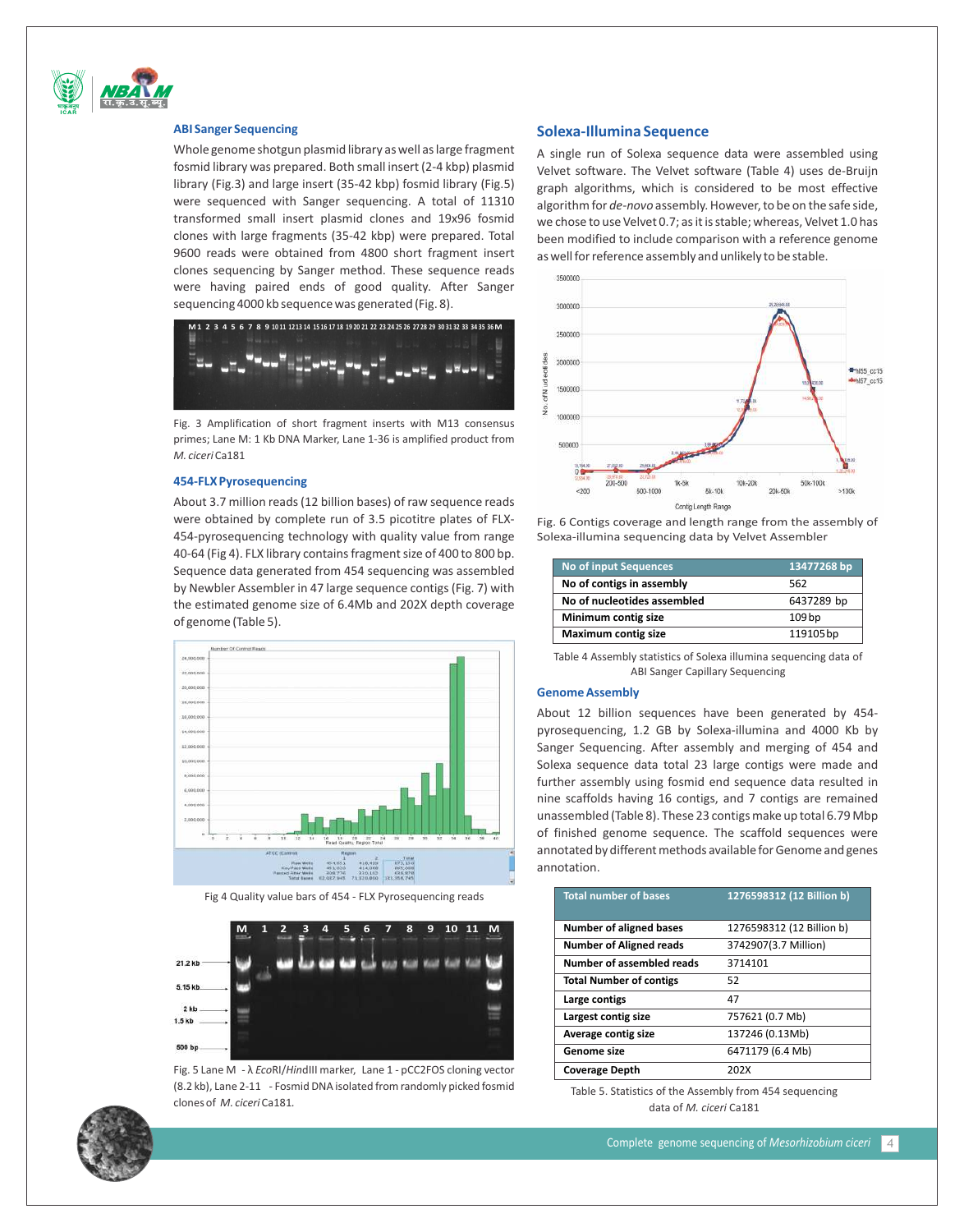## ABI Sanger Sequencing

Whole genome shotgun plasmid library as well as large fragment fosmid library was prepared. Both small insert (2-4 kbp) plasmid library (Fig.3) and large insert (35-42 kbp) fosmid library (Fig.5) were sequenced with Sanger sequencing. A total of 11310 transformed small insert plasmid clones and 19x96 fosmid clones with large fragments (35-42 kbp) were prepared. Total 9600 reads were obtained from 4800 short fragment insert clones sequencing by Sanger method. These sequence reads were having paired ends of good quality. After Sanger sequencing 4000 kb sequence was generated (Fig. 8).

Fig. 3 Amplification of short fragment inserts with M13 consensus primes; Lane M: 1 Kb DNA Marker, Lane 1-36 is amplified product from *M. ciceri* Ca181

## 454-FLX Pyrosequencing

About 3.7 million reads (12 billion bases) of raw sequence reads were obtained by complete run of 3.5 picotitre plates of FLX-454-pyrosequencing technology with quality value from range 40-64 (Fig 4). FLX library contains fragment size of 400 to 800 bp. Sequence data generated from 454 sequencing was assembled by Newbler Assembler in 47 large sequence contigs (Fig. 7) with the estimated genome size of 6.4Mb and 202X depth coverage of genome (Table 5).

Fig 4 Quality value bars of 454 - FLX Pyrosequencing reads

Fig. 5 Lane M - λ *Eco*RI/*Hin*dIII marker, Lane 1 - pCC2FOS cloning vector (8.2 kb), Lane 2-11 - Fosmid DNA isolated from randomly picked fosmid clones of *M. ciceri* Ca181.

## Solexa-Illumina Sequence

A single run of Solexa sequence data were assembled using Velvet software. The Velvet software (Table 4) uses de-Bruijn graph algorithms, which is considered to be most effective algorithm for *de-novo* assembly. However, to be on the safe side, we chose to use Velvet 0.7; as it is stable; whereas, Velvet 1.0 has been modified to include comparison with a reference genome as well for reference assembly and unlikely to be stable.

Fig. 6 Contigs coverage and length range from the assembly of Solexa-illumina sequencing data by Velvet Assembler

| No of input Sequences | 13477268 bp |
|---|---|
| No of contigs in assembly | 562 |
| No of nucleotides assembled | 6437289 bp |
| Minimum contig size | 109 bp |
| Maximum contig size | 119105 bp |

Table 4 Assembly statistics of Solexa illumina sequencing data of ABI Sanger Capillary Sequencing

## Genome Assembly

About 12 billion sequences have been generated by 454-pyrosequencing, 1.2 GB by Solexa-illumina and 4000 Kb by Sanger Sequencing. After assembly and merging of 454 and Solexa sequence data total 23 large contigs were made and further assembly using fosmid end sequence data resulted in nine scaffolds having 16 contigs, and 7 contigs are remained unassembled (Table 8). These 23 contigs make up total 6.79 Mbp of finished genome sequence. The scaffold sequences were annotated by different methods available for Genome and genes annotation.

| Total number of bases | 1276598312 (12 Billion b) |
|---|---|
| Number of aligned bases | 1276598312 (12 Billion b) |
| Number of Aligned reads | 3742907(3.7 Million) |
| Number of assembled reads | 3714101 |
| Total Number of contigs | 52 |
| Large contigs | 47 |
| Largest contig size | 757621 (0.7 Mb) |
| Average contig size | 137246 (0.13Mb) |
| Genome size | 6471179 (6.4 Mb) |
| Coverage Depth | 202X |

Table 5. Statistics of the Assembly from 454 sequencing data of *M. ciceri* Ca181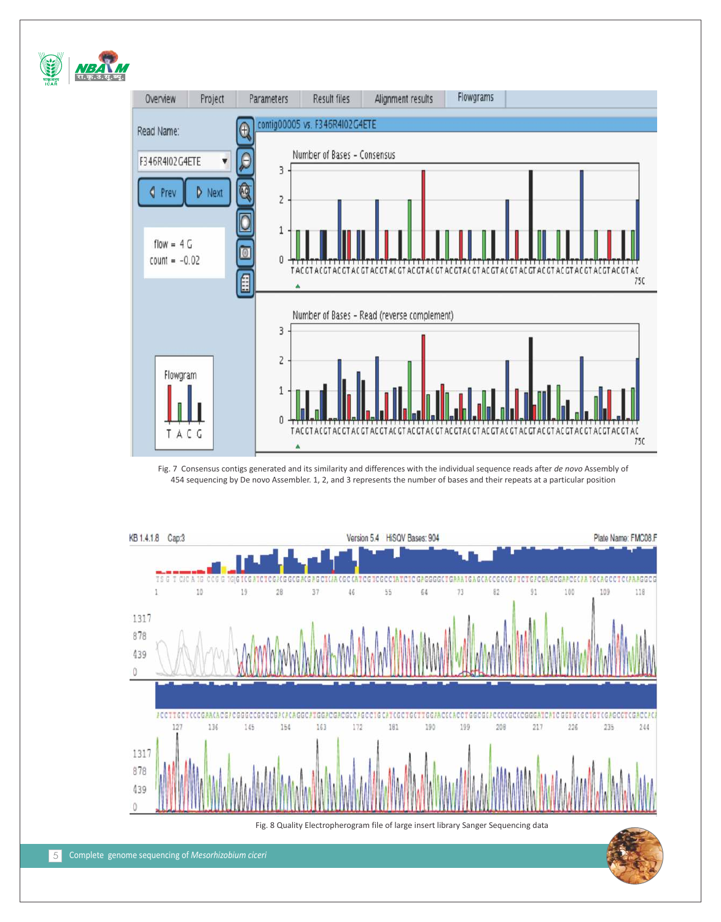Fig. 7 Consensus contigs generated and its similarity and differences with the individual sequence reads after *de novo* Assembly of 454 sequencing by De novo Assembler. 1, 2, and 3 represents the number of bases and their repeats at a particular position

Fig. 8 Quality Electropherogram file of large insert library Sanger Sequencing data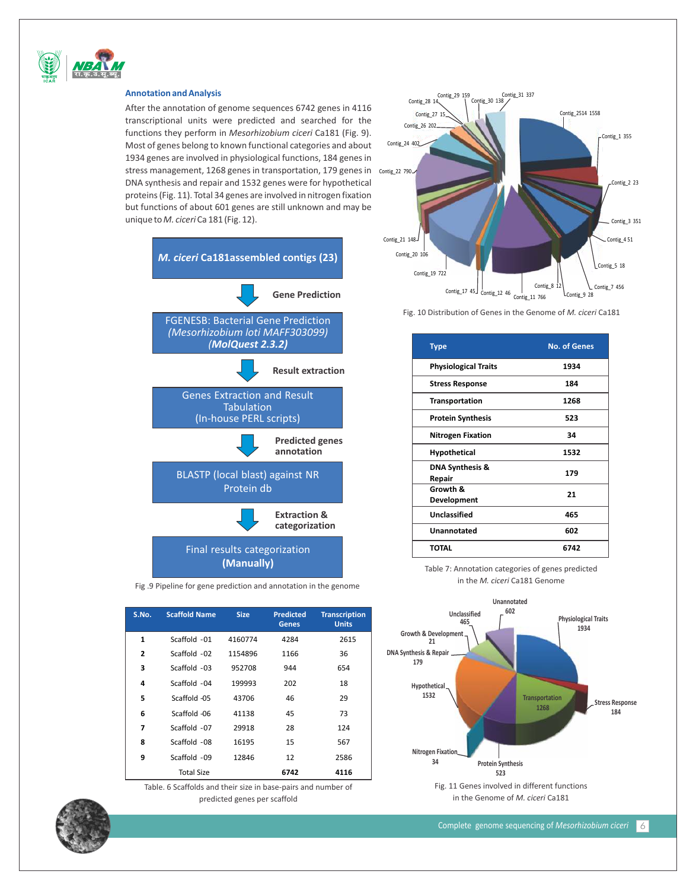## Annotation and Analysis

After the annotation of genome sequences 6742 genes in 4116 transcriptional units were predicted and searched for the functions they perform in *Mesorhizobium ciceri* Ca181 (Fig. 9). Most of genes belong to known functional categories and about 1934 genes are involved in physiological functions, 184 genes in stress management, 1268 genes in transportation, 179 genes in DNA synthesis and repair and 1532 genes were for hypothetical proteins (Fig. 11). Total 34 genes are involved in nitrogen fixation but functions of about 601 genes are still unknown and may be unique to *M. ciceri* Ca 181 (Fig. 12).

*M. ciceri* **Ca181assembled contigs (23)**

↓ **Gene Prediction**

FGENESB: Bacterial Gene Prediction *(Mesorhizobium loti MAFF303099)* ***(MolQuest 2.3.2)***

↓ **Result extraction**

Genes Extraction and Result Tabulation (In-house PERL scripts)

↓ **Predicted genes annotation**

BLASTP (local blast) against NR Protein db

↓ **Extraction & categorization**

Final results categorization **(Manually)**

Fig .9 Pipeline for gene prediction and annotation in the genome

| S.No. | Scaffold Name | Size | Predicted Genes | Transcription Units |
|---|---|---|---|---|
| 1 | Scaffold -01 | 4160774 | 4284 | 2615 |
| 2 | Scaffold -02 | 1154896 | 1166 | 36 |
| 3 | Scaffold -03 | 952708 | 944 | 654 |
| 4 | Scaffold -04 | 199993 | 202 | 18 |
| 5 | Scaffold -05 | 43706 | 46 | 29 |
| 6 | Scaffold -06 | 41138 | 45 | 73 |
| 7 | Scaffold -07 | 29918 | 28 | 124 |
| 8 | Scaffold -08 | 16195 | 15 | 567 |
| 9 | Scaffold -09 | 12846 | 12 | 2586 |
| | Total Size | | **6742** | **4116** |

Table. 6 Scaffolds and their size in base-pairs and number of predicted genes per scaffold

Contig_29 159, Contig_28 14, Contig_30 138, Contig_31 337, Contig_27 15, Contig_2514 1558, Contig_26 202, Contig_1 355, Contig_24 402, Contig_22 790, Contig_2 23, Contig_3 351, Contig_21 148, Contig_4 51, Contig_20 106, Contig_5 18, Contig_19 722, Contig_8 12, Contig_7 456, Contig_17 45, Contig_12 46, Contig_11 766, Contig_9 28

Fig. 10 Distribution of Genes in the Genome of *M. ciceri* Ca181

| Type | No. of Genes |
|---|---|
| **Physiological Traits** | **1934** |
| **Stress Response** | **184** |
| **Transportation** | **1268** |
| **Protein Synthesis** | **523** |
| **Nitrogen Fixation** | **34** |
| **Hypothetical** | **1532** |
| **DNA Synthesis & Repair** | **179** |
| **Growth & Development** | **21** |
| **Unclassified** | **465** |
| **Unannotated** | **602** |
| **TOTAL** | **6742** |

Table 7: Annotation categories of genes predicted in the *M. ciceri* Ca181 Genome

Unannotated 602, Unclassified 465, Physiological Traits 1934, Growth & Development 21, DNA Synthesis & Repair 179, Hypothetical 1532, Transportation 1268, Stress Response 184, Nitrogen Fixation 34, Protein Synthesis 523

Fig. 11 Genes involved in different functions in the Genome of *M. ciceri* Ca181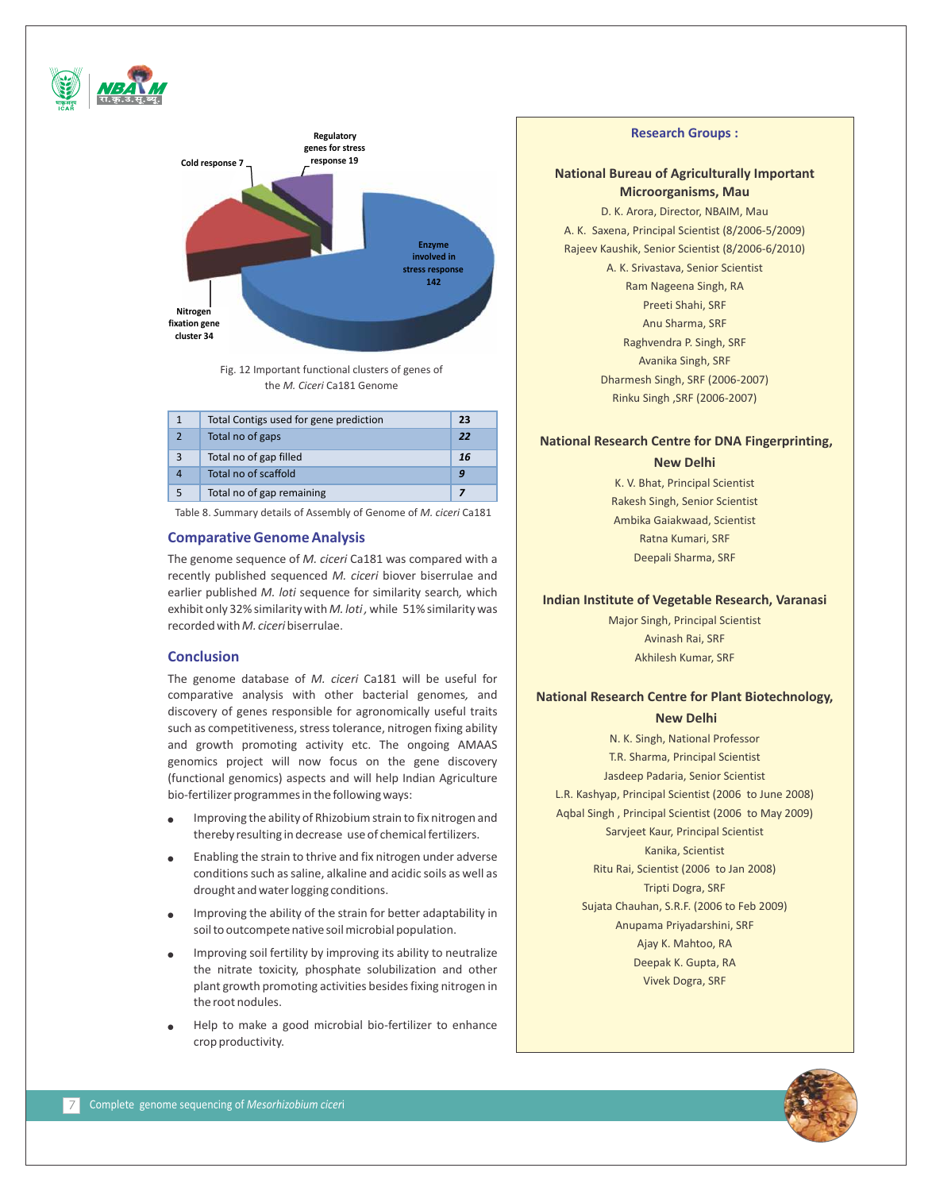Fig. 12 Important functional clusters of genes of the *M. Ciceri* Ca181 Genome

| | | |
|---|---|---|
| 1 | Total Contigs used for gene prediction | 23 |
| 2 | Total no of gaps | *22* |
| 3 | Total no of gap filled | *16* |
| 4 | Total no of scaffold | *9* |
| 5 | Total no of gap remaining | *7* |

Table 8. Summary details of Assembly of Genome of *M. ciceri* Ca181

## Comparative Genome Analysis

The genome sequence of *M. ciceri* Ca181 was compared with a recently published sequenced *M. ciceri* biover biserrulae and earlier published *M. loti* sequence for similarity search, which exhibit only 32% similarity with *M. loti*, while 51% similarity was recorded with *M. ciceri* biserrulae.

## Conclusion

The genome database of *M. ciceri* Ca181 will be useful for comparative analysis with other bacterial genomes, and discovery of genes responsible for agronomically useful traits such as competitiveness, stress tolerance, nitrogen fixing ability and growth promoting activity etc. The ongoing AMAAS genomics project will now focus on the gene discovery (functional genomics) aspects and will help Indian Agriculture bio-fertilizer programmes in the following ways:

- Improving the ability of Rhizobium strain to fix nitrogen and thereby resulting in decrease use of chemical fertilizers.
- Enabling the strain to thrive and fix nitrogen under adverse conditions such as saline, alkaline and acidic soils as well as drought and water logging conditions.
- Improving the ability of the strain for better adaptability in soil to outcompete native soil microbial population.
- Improving soil fertility by improving its ability to neutralize the nitrate toxicity, phosphate solubilization and other plant growth promoting activities besides fixing nitrogen in the root nodules.
- Help to make a good microbial bio-fertilizer to enhance crop productivity.

## Research Groups :

### National Bureau of Agriculturally Important Microorganisms, Mau

D. K. Arora, Director, NBAIM, Mau
A. K. Saxena, Principal Scientist (8/2006-5/2009)
Rajeev Kaushik, Senior Scientist (8/2006-6/2010)
A. K. Srivastava, Senior Scientist
Ram Nageena Singh, RA
Preeti Shahi, SRF
Anu Sharma, SRF
Raghvendra P. Singh, SRF
Avanika Singh, SRF
Dharmesh Singh, SRF (2006-2007)
Rinku Singh ,SRF (2006-2007)

### National Research Centre for DNA Fingerprinting, New Delhi

K. V. Bhat, Principal Scientist
Rakesh Singh, Senior Scientist
Ambika Gaiakwaad, Scientist
Ratna Kumari, SRF
Deepali Sharma, SRF

### Indian Institute of Vegetable Research, Varanasi

Major Singh, Principal Scientist
Avinash Rai, SRF
Akhilesh Kumar, SRF

### National Research Centre for Plant Biotechnology, New Delhi

N. K. Singh, National Professor
T.R. Sharma, Principal Scientist
Jasdeep Padaria, Senior Scientist
L.R. Kashyap, Principal Scientist (2006 to June 2008)
Aqbal Singh , Principal Scientist (2006 to May 2009)
Sarvjeet Kaur, Principal Scientist
Kanika, Scientist
Ritu Rai, Scientist (2006 to Jan 2008)
Tripti Dogra, SRF
Sujata Chauhan, S.R.F. (2006 to Feb 2009)
Anupama Priyadarshini, SRF
Ajay K. Mahtoo, RA
Deepak K. Gupta, RA
Vivek Dogra, SRF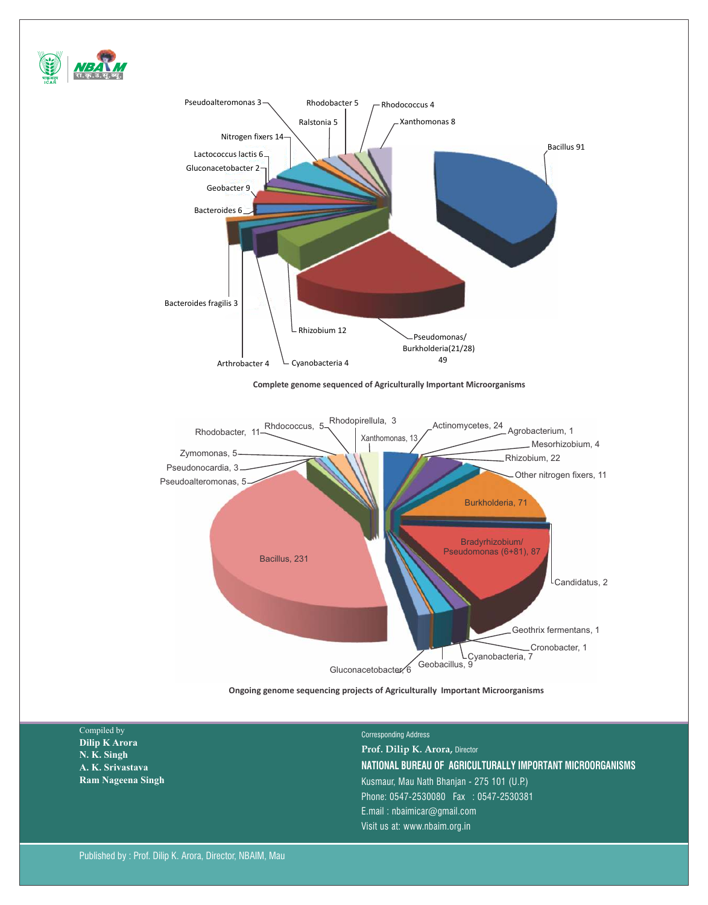Pseudoalteromonas 3
Rhodobacter 5
Rhodococcus 4
Ralstonia 5
Xanthomonas 8
Nitrogen fixers 14
Bacillus 91
Lactococcus lactis 6
Gluconacetobacter 2
Geobacter 9
Bacteroides 6
Bacteroides fragilis 3
Rhizobium 12
Pseudomonas/ Burkholderia(21/28) 49
Arthrobacter 4
Cyanobacteria 4

**Complete genome sequenced of Agriculturally Important Microorganisms**

Rhodobacter, 11
Rhdococcus, 5
Rhodopirellula, 3
Xanthomonas, 13
Actinomycetes, 24
Agrobacterium, 1
Mesorhizobium, 4
Zymomonas, 5
Pseudonocardia, 3
Rhizobium, 22
Pseudoalteromonas, 5
Other nitrogen fixers, 11
Burkholderia, 71
Bacillus, 231
Bradyrhizobium/ Pseudomonas (6+81), 87
Candidatus, 2
Geothrix fermentans, 1
Cronobacter, 1
Cyanobacteria, 7
Geobacillus, 9
Gluconacetobacter, 6

**Ongoing genome sequencing projects of Agriculturally Important Microorganisms**

Compiled by
**Dilip K Arora**
**N. K. Singh**
**A. K. Srivastava**
**Ram Nageena Singh**

Corresponding Address
**Prof. Dilip K. Arora,** Director
**NATIONAL BUREAU OF AGRICULTURALLY IMPORTANT MICROORGANISMS**
Kusmaur, Mau Nath Bhanjan - 275 101 (U.P.)
Phone: 0547-2530080 Fax : 0547-2530381
E.mail : nbaimicar@gmail.com
Visit us at: www.nbaim.org.in

Published by : Prof. Dilip K. Arora, Director, NBAIM, Mau